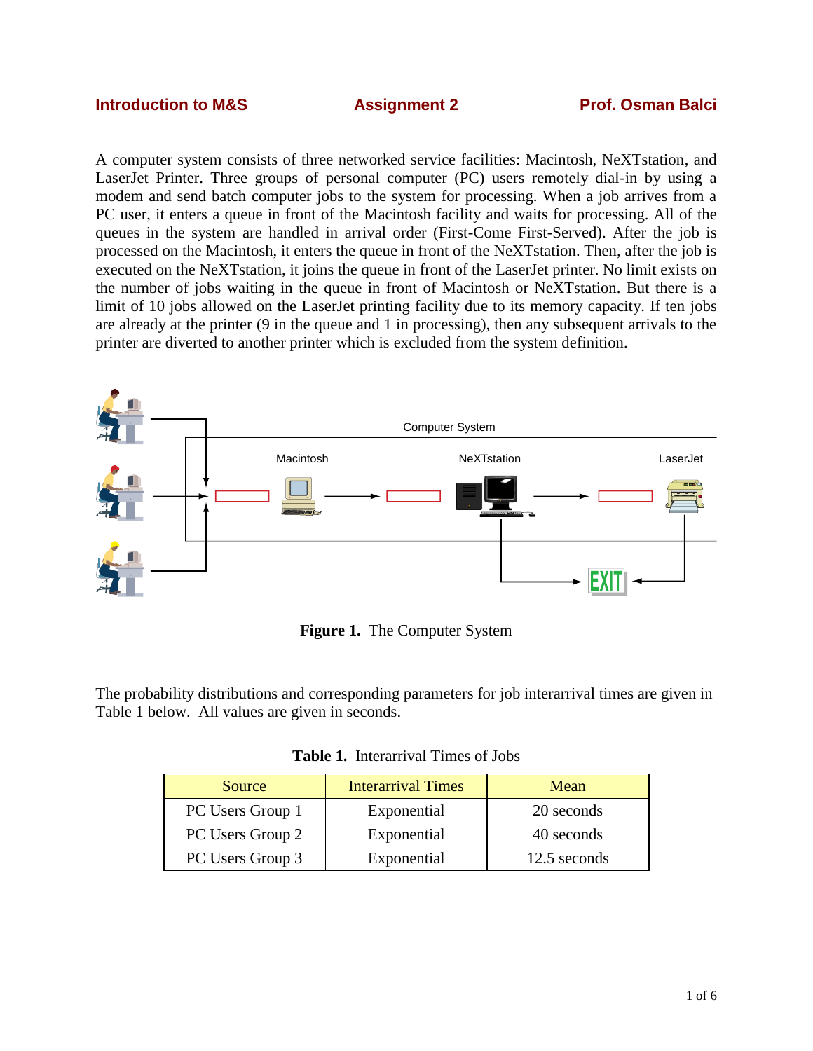**Introduction to M&S** **Assignment 2** **Prof. Osman Balci**

A computer system consists of three networked service facilities: Macintosh, NeXTstation, and LaserJet Printer. Three groups of personal computer (PC) users remotely dial-in by using a modem and send batch computer jobs to the system for processing. When a job arrives from a PC user, it enters a queue in front of the Macintosh facility and waits for processing. All of the queues in the system are handled in arrival order (First-Come First-Served). After the job is processed on the Macintosh, it enters the queue in front of the NeXTstation. Then, after the job is executed on the NeXTstation, it joins the queue in front of the LaserJet printer. No limit exists on the number of jobs waiting in the queue in front of Macintosh or NeXTstation. But there is a limit of 10 jobs allowed on the LaserJet printing facility due to its memory capacity. If ten jobs are already at the printer (9 in the queue and 1 in processing), then any subsequent arrivals to the printer are diverted to another printer which is excluded from the system definition.

Computer System

Macintosh NeXTstation LaserJet

EXIT

**Figure 1.** The Computer System

The probability distributions and corresponding parameters for job interarrival times are given in Table 1 below. All values are given in seconds.

**Table 1.** Interarrival Times of Jobs

| Source | Interarrival Times | Mean |
|---|---|---|
| PC Users Group 1 | Exponential | 20 seconds |
| PC Users Group 2 | Exponential | 40 seconds |
| PC Users Group 3 | Exponential | 12.5 seconds |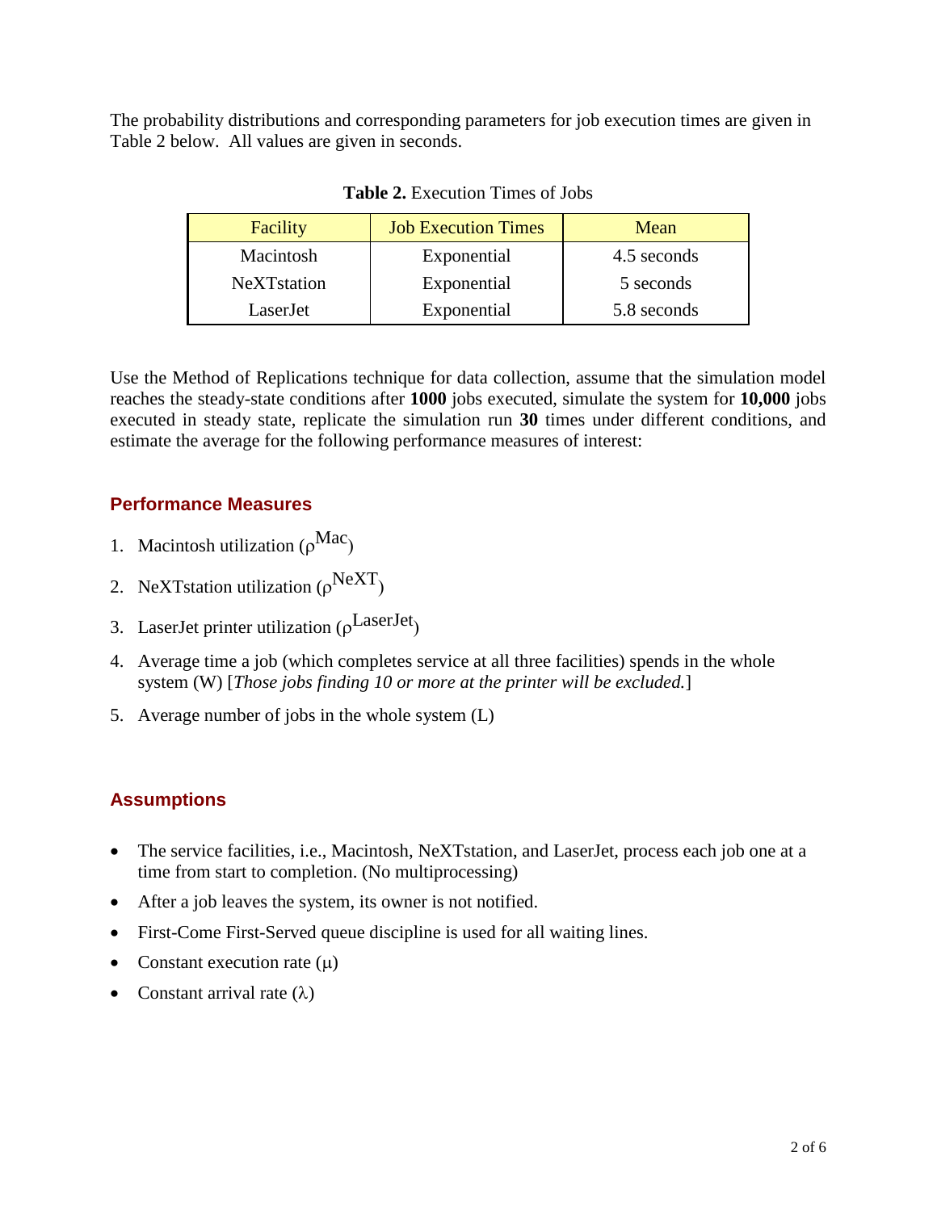The probability distributions and corresponding parameters for job execution times are given in Table 2 below. All values are given in seconds.

**Table 2.** Execution Times of Jobs

| Facility | Job Execution Times | Mean |
|---|---|---|
| Macintosh | Exponential | 4.5 seconds |
| NeXTstation | Exponential | 5 seconds |
| LaserJet | Exponential | 5.8 seconds |

Use the Method of Replications technique for data collection, assume that the simulation model reaches the steady-state conditions after **1000** jobs executed, simulate the system for **10,000** jobs executed in steady state, replicate the simulation run **30** times under different conditions, and estimate the average for the following performance measures of interest:

### Performance Measures

1. Macintosh utilization ($\rho^{Mac}$)
2. NeXTstation utilization ($\rho^{NeXT}$)
3. LaserJet printer utilization ($\rho^{LaserJet}$)
4. Average time a job (which completes service at all three facilities) spends in the whole system (W) [*Those jobs finding 10 or more at the printer will be excluded.*]
5. Average number of jobs in the whole system (L)

### Assumptions

- The service facilities, i.e., Macintosh, NeXTstation, and LaserJet, process each job one at a time from start to completion. (No multiprocessing)
- After a job leaves the system, its owner is not notified.
- First-Come First-Served queue discipline is used for all waiting lines.
- Constant execution rate ($\mu$)
- Constant arrival rate ($\lambda$)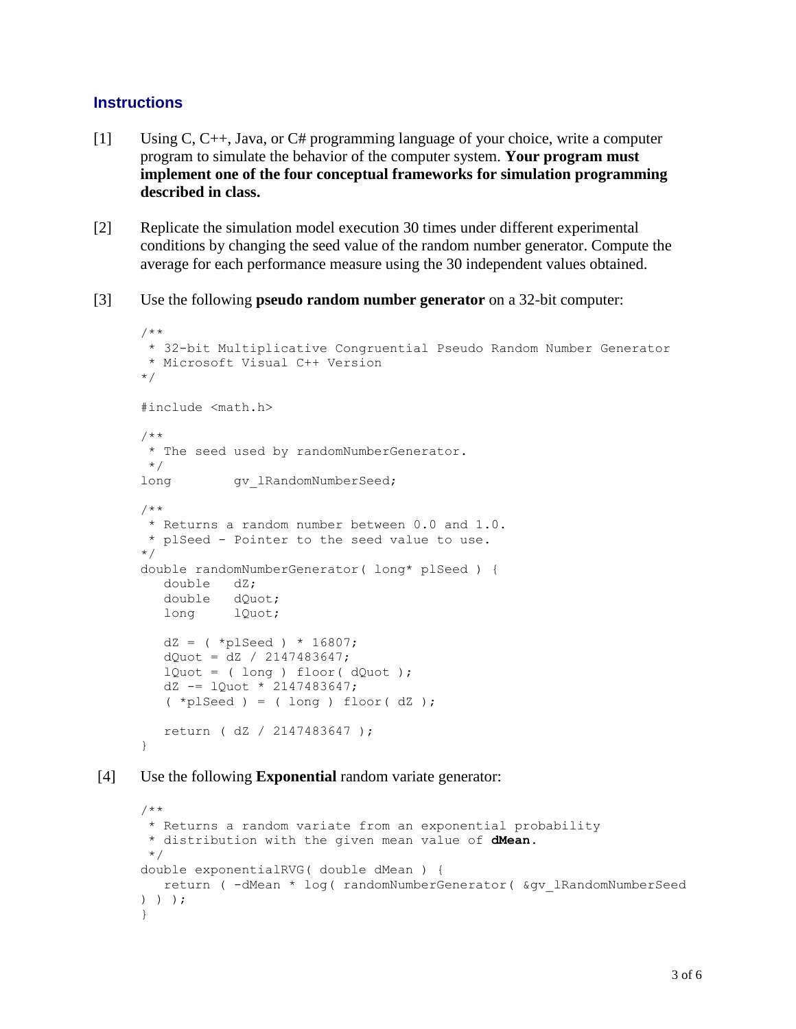### Instructions

[1] Using C, C++, Java, or C# programming language of your choice, write a computer program to simulate the behavior of the computer system. **Your program must implement one of the four conceptual frameworks for simulation programming described in class.**

[2] Replicate the simulation model execution 30 times under different experimental conditions by changing the seed value of the random number generator. Compute the average for each performance measure using the 30 independent values obtained.

[3] Use the following **pseudo random number generator** on a 32-bit computer:

```
/**
 * 32-bit Multiplicative Congruential Pseudo Random Number Generator
 * Microsoft Visual C++ Version
*/

#include <math.h>

/**
 * The seed used by randomNumberGenerator.
 */
long        gv_lRandomNumberSeed;

/**
 * Returns a random number between 0.0 and 1.0.
 * plSeed - Pointer to the seed value to use.
*/
double randomNumberGenerator( long* plSeed ) {
   double   dZ;
   double   dQuot;
   long     lQuot;

   dZ = ( *plSeed ) * 16807;
   dQuot = dZ / 2147483647;
   lQuot = ( long ) floor( dQuot );
   dZ -= lQuot * 2147483647;
   ( *plSeed ) = ( long ) floor( dZ );

   return ( dZ / 2147483647 );
}
```

[4] Use the following **Exponential** random variate generator:

```
/**
 * Returns a random variate from an exponential probability
 * distribution with the given mean value of dMean.
 */
double exponentialRVG( double dMean ) {
   return ( -dMean * log( randomNumberGenerator( &gv_lRandomNumberSeed
) ) );
}
```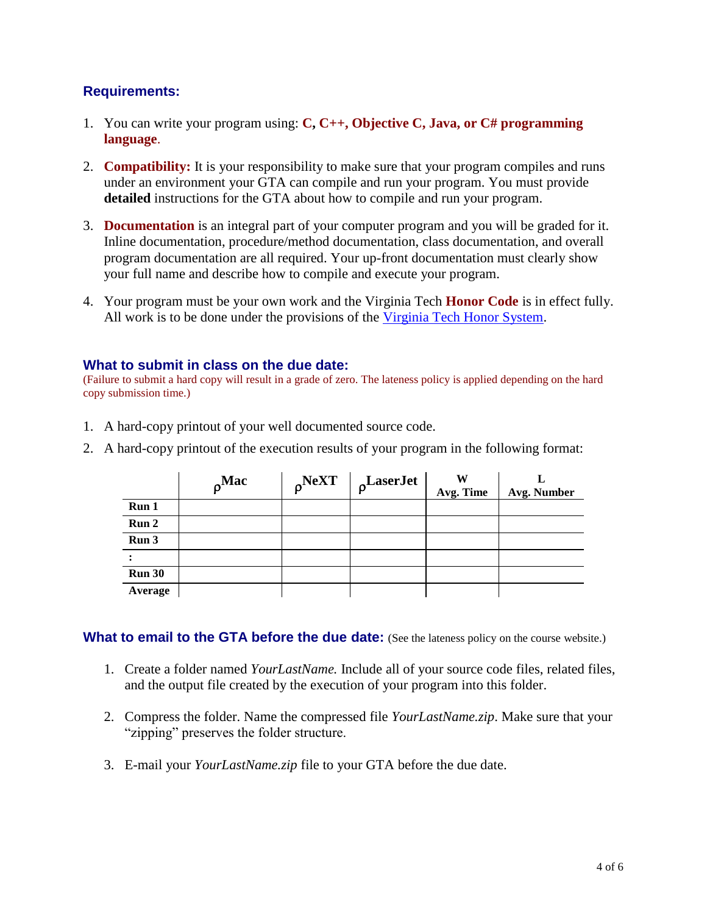### Requirements:

1. You can write your program using: **C, C++, Objective C, Java, or C# programming language**.

2. **Compatibility:** It is your responsibility to make sure that your program compiles and runs under an environment your GTA can compile and run your program. You must provide **detailed** instructions for the GTA about how to compile and run your program.

3. **Documentation** is an integral part of your computer program and you will be graded for it. Inline documentation, procedure/method documentation, class documentation, and overall program documentation are all required. Your up-front documentation must clearly show your full name and describe how to compile and execute your program.

4. Your program must be your own work and the Virginia Tech **Honor Code** is in effect fully. All work is to be done under the provisions of the Virginia Tech Honor System.

### What to submit in class on the due date:

(Failure to submit a hard copy will result in a grade of zero. The lateness policy is applied depending on the hard copy submission time.)

1. A hard-copy printout of your well documented source code.

2. A hard-copy printout of the execution results of your program in the following format:

| | $\rho_{Mac}$ | $\rho_{NeXT}$ | $\rho_{LaserJet}$ | **W** Avg. Time | **L** Avg. Number |
|---|---|---|---|---|---|
| **Run 1** | | | | | |
| **Run 2** | | | | | |
| **Run 3** | | | | | |
| **:** | | | | | |
| **Run 30** | | | | | |
| **Average** | | | | | |

### What to email to the GTA before the due date: (See the lateness policy on the course website.)

1. Create a folder named *YourLastName.* Include all of your source code files, related files, and the output file created by the execution of your program into this folder.

2. Compress the folder. Name the compressed file *YourLastName.zip*. Make sure that your "zipping" preserves the folder structure.

3. E-mail your *YourLastName.zip* file to your GTA before the due date.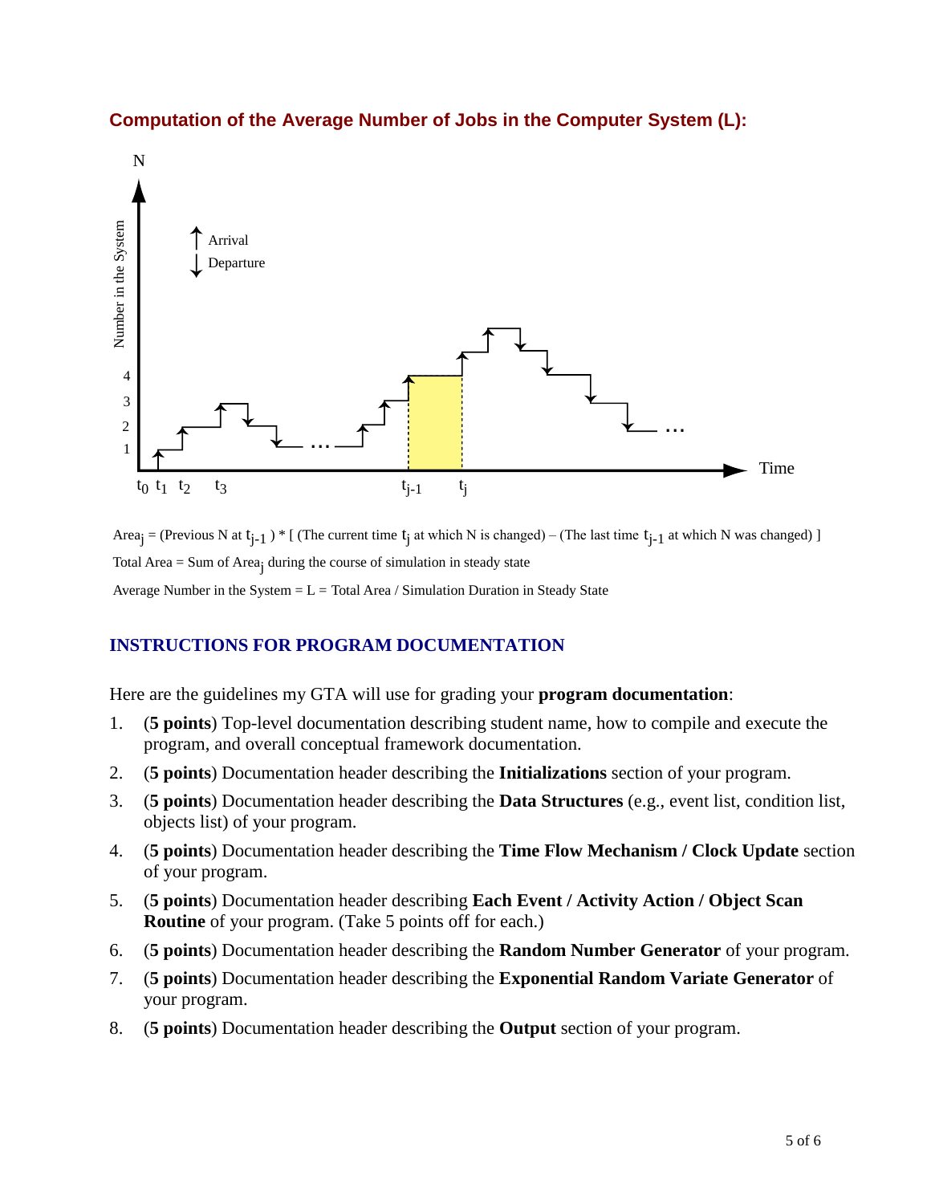## Computation of the Average Number of Jobs in the Computer System (L):

$\text{Area}_j$ = (Previous N at $t_{j-1}$ ) * [ (The current time $t_j$ at which N is changed) – (The last time $t_{j-1}$ at which N was changed) ]

Total Area = Sum of $\text{Area}_j$ during the course of simulation in steady state

Average Number in the System = L = Total Area / Simulation Duration in Steady State

## INSTRUCTIONS FOR PROGRAM DOCUMENTATION

Here are the guidelines my GTA will use for grading your **program documentation**:

1. (**5 points**) Top-level documentation describing student name, how to compile and execute the program, and overall conceptual framework documentation.
2. (**5 points**) Documentation header describing the **Initializations** section of your program.
3. (**5 points**) Documentation header describing the **Data Structures** (e.g., event list, condition list, objects list) of your program.
4. (**5 points**) Documentation header describing the **Time Flow Mechanism / Clock Update** section of your program.
5. (**5 points**) Documentation header describing **Each Event / Activity Action / Object Scan Routine** of your program. (Take 5 points off for each.)
6. (**5 points**) Documentation header describing the **Random Number Generator** of your program.
7. (**5 points**) Documentation header describing the **Exponential Random Variate Generator** of your program.
8. (**5 points**) Documentation header describing the **Output** section of your program.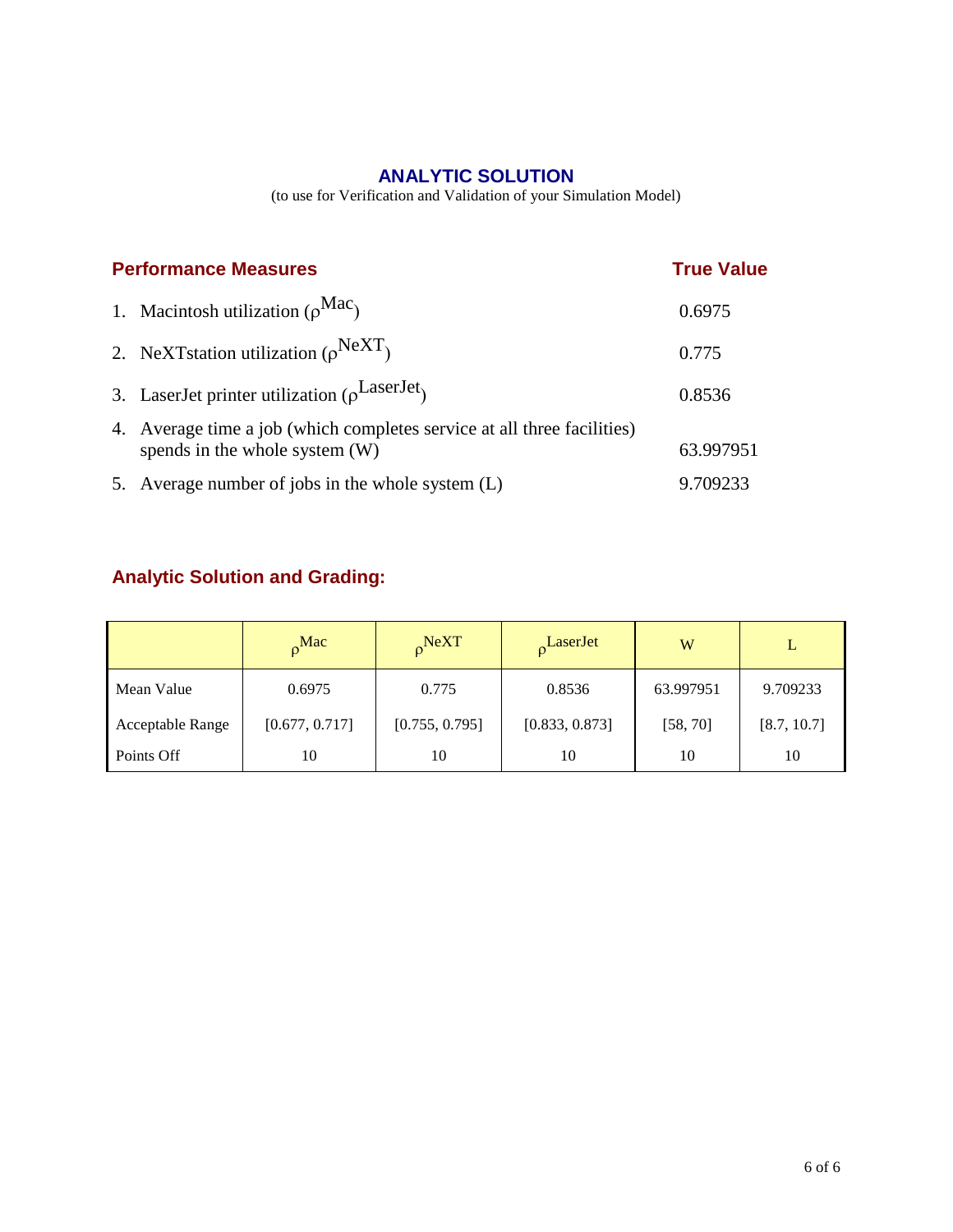# ANALYTIC SOLUTION

(to use for Verification and Validation of your Simulation Model)

| Performance Measures | True Value |
| --- | --- |
| 1. Macintosh utilization ($\rho^{Mac}$) | 0.6975 |
| 2. NeXTstation utilization ($\rho^{NeXT}$) | 0.775 |
| 3. LaserJet printer utilization ($\rho^{LaserJet}$) | 0.8536 |
| 4. Average time a job (which completes service at all three facilities) spends in the whole system (W) | 63.997951 |
| 5. Average number of jobs in the whole system (L) | 9.709233 |

## Analytic Solution and Grading:

| | $\rho^{Mac}$ | $\rho^{NeXT}$ | $\rho^{LaserJet}$ | W | L |
| --- | --- | --- | --- | --- | --- |
| Mean Value | 0.6975 | 0.775 | 0.8536 | 63.997951 | 9.709233 |
| Acceptable Range | [0.677, 0.717] | [0.755, 0.795] | [0.833, 0.873] | [58, 70] | [8.7, 10.7] |
| Points Off | 10 | 10 | 10 | 10 | 10 |